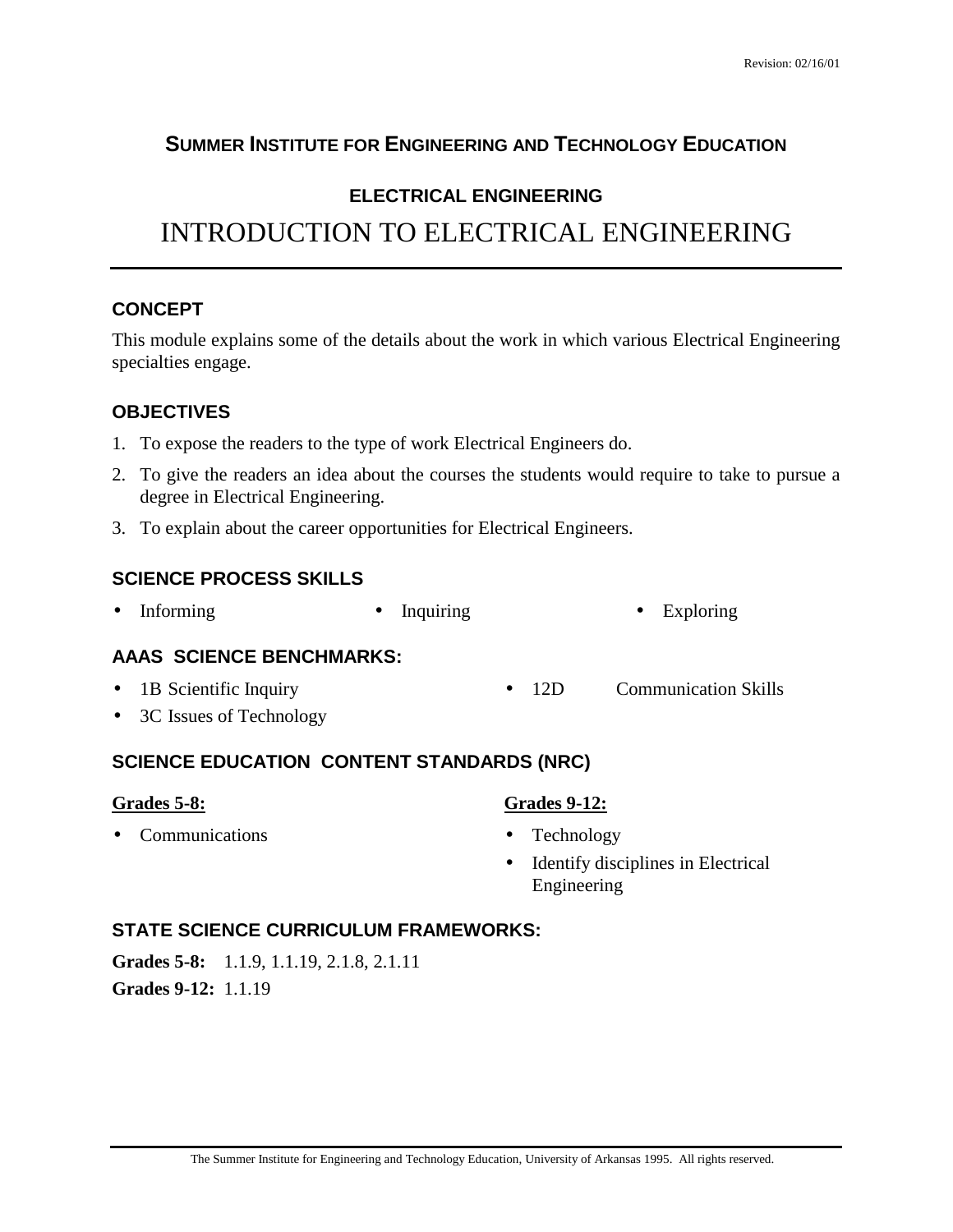Revision: 02/16/01

# SUMMER INSTITUTE FOR ENGINEERING AND TECHNOLOGY EDUCATION

## ELECTRICAL ENGINEERING

# INTRODUCTION TO ELECTRICAL ENGINEERING

---

### CONCEPT

This module explains some of the details about the work in which various Electrical Engineering specialties engage.

### OBJECTIVES

1. To expose the readers to the type of work Electrical Engineers do.
2. To give the readers an idea about the courses the students would require to take to pursue a degree in Electrical Engineering.
3. To explain about the career opportunities for Electrical Engineers.

### SCIENCE PROCESS SKILLS

- Informing
- Inquiring
- Exploring

### AAAS SCIENCE BENCHMARKS:

- 1B Scientific Inquiry
- 3C Issues of Technology
- 12D Communication Skills

### SCIENCE EDUCATION CONTENT STANDARDS (NRC)

**Grades 5-8:**

- Communications

**Grades 9-12:**

- Technology
- Identify disciplines in Electrical Engineering

### STATE SCIENCE CURRICULUM FRAMEWORKS:

**Grades 5-8:** 1.1.9, 1.1.19, 2.1.8, 2.1.11

**Grades 9-12:** 1.1.19

---

The Summer Institute for Engineering and Technology Education, University of Arkansas 1995. All rights reserved.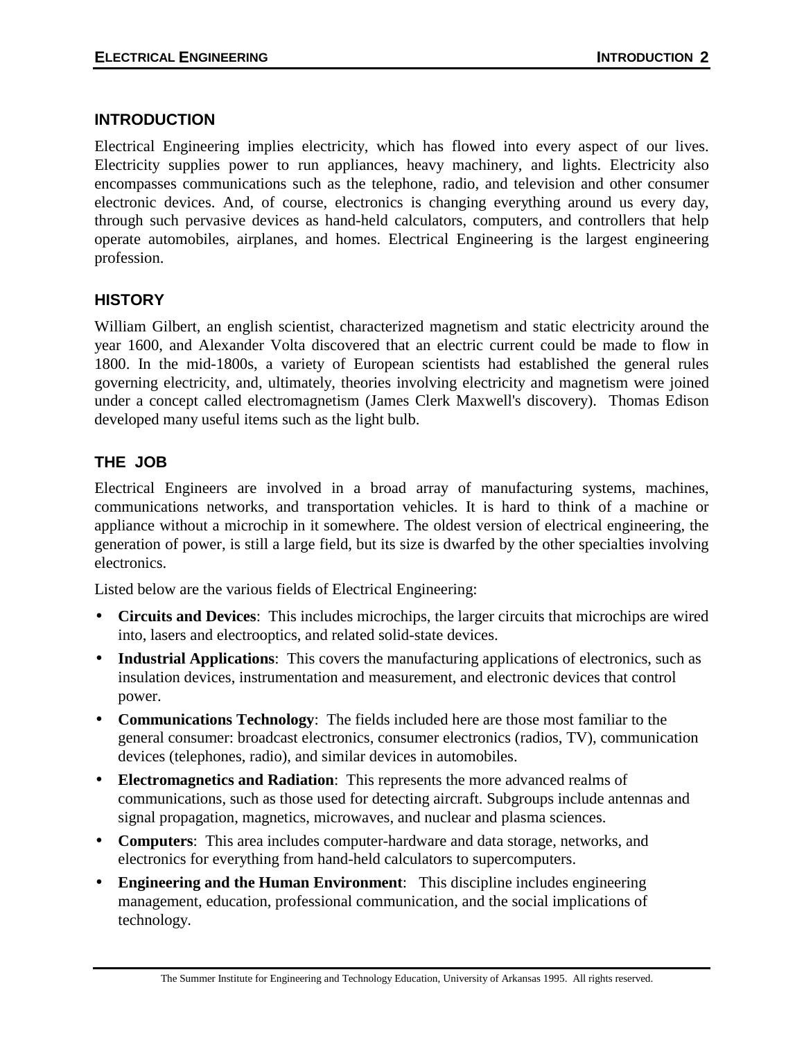## INTRODUCTION

Electrical Engineering implies electricity, which has flowed into every aspect of our lives. Electricity supplies power to run appliances, heavy machinery, and lights. Electricity also encompasses communications such as the telephone, radio, and television and other consumer electronic devices. And, of course, electronics is changing everything around us every day, through such pervasive devices as hand-held calculators, computers, and controllers that help operate automobiles, airplanes, and homes. Electrical Engineering is the largest engineering profession.

## HISTORY

William Gilbert, an english scientist, characterized magnetism and static electricity around the year 1600, and Alexander Volta discovered that an electric current could be made to flow in 1800. In the mid-1800s, a variety of European scientists had established the general rules governing electricity, and, ultimately, theories involving electricity and magnetism were joined under a concept called electromagnetism (James Clerk Maxwell's discovery). Thomas Edison developed many useful items such as the light bulb.

## THE JOB

Electrical Engineers are involved in a broad array of manufacturing systems, machines, communications networks, and transportation vehicles. It is hard to think of a machine or appliance without a microchip in it somewhere. The oldest version of electrical engineering, the generation of power, is still a large field, but its size is dwarfed by the other specialties involving electronics.

Listed below are the various fields of Electrical Engineering:

- **Circuits and Devices**: This includes microchips, the larger circuits that microchips are wired into, lasers and electrooptics, and related solid-state devices.
- **Industrial Applications**: This covers the manufacturing applications of electronics, such as insulation devices, instrumentation and measurement, and electronic devices that control power.
- **Communications Technology**: The fields included here are those most familiar to the general consumer: broadcast electronics, consumer electronics (radios, TV), communication devices (telephones, radio), and similar devices in automobiles.
- **Electromagnetics and Radiation**: This represents the more advanced realms of communications, such as those used for detecting aircraft. Subgroups include antennas and signal propagation, magnetics, microwaves, and nuclear and plasma sciences.
- **Computers**: This area includes computer-hardware and data storage, networks, and electronics for everything from hand-held calculators to supercomputers.
- **Engineering and the Human Environment**: This discipline includes engineering management, education, professional communication, and the social implications of technology.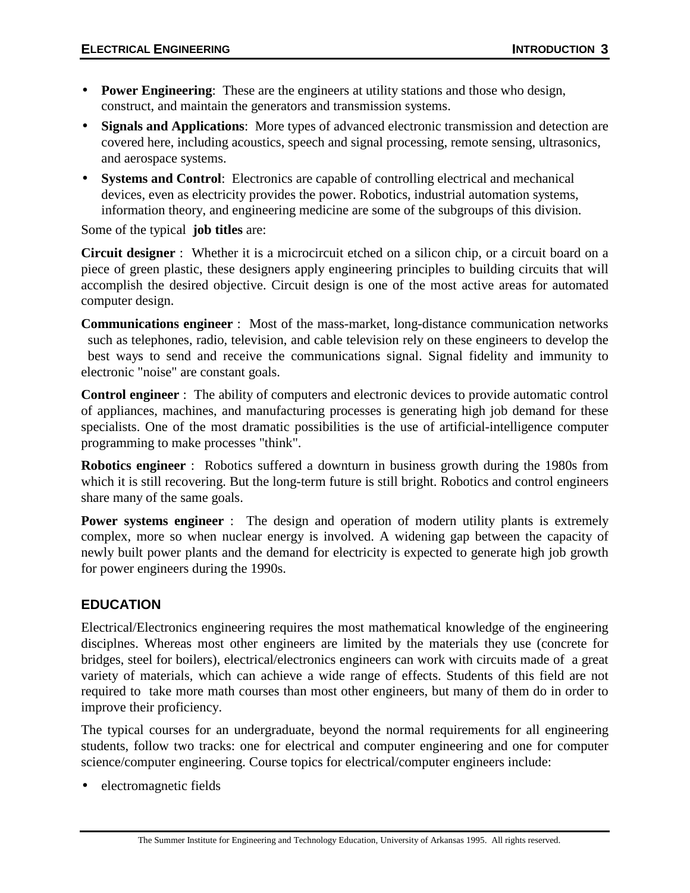- **Power Engineering**: These are the engineers at utility stations and those who design, construct, and maintain the generators and transmission systems.
- **Signals and Applications**: More types of advanced electronic transmission and detection are covered here, including acoustics, speech and signal processing, remote sensing, ultrasonics, and aerospace systems.
- **Systems and Control**: Electronics are capable of controlling electrical and mechanical devices, even as electricity provides the power. Robotics, industrial automation systems, information theory, and engineering medicine are some of the subgroups of this division.

Some of the typical **job titles** are:

**Circuit designer** : Whether it is a microcircuit etched on a silicon chip, or a circuit board on a piece of green plastic, these designers apply engineering principles to building circuits that will accomplish the desired objective. Circuit design is one of the most active areas for automated computer design.

**Communications engineer** : Most of the mass-market, long-distance communication networks such as telephones, radio, television, and cable television rely on these engineers to develop the best ways to send and receive the communications signal. Signal fidelity and immunity to electronic "noise" are constant goals.

**Control engineer** : The ability of computers and electronic devices to provide automatic control of appliances, machines, and manufacturing processes is generating high job demand for these specialists. One of the most dramatic possibilities is the use of artificial-intelligence computer programming to make processes "think".

**Robotics engineer** : Robotics suffered a downturn in business growth during the 1980s from which it is still recovering. But the long-term future is still bright. Robotics and control engineers share many of the same goals.

**Power systems engineer** : The design and operation of modern utility plants is extremely complex, more so when nuclear energy is involved. A widening gap between the capacity of newly built power plants and the demand for electricity is expected to generate high job growth for power engineers during the 1990s.

## EDUCATION

Electrical/Electronics engineering requires the most mathematical knowledge of the engineering disciplnes. Whereas most other engineers are limited by the materials they use (concrete for bridges, steel for boilers), electrical/electronics engineers can work with circuits made of a great variety of materials, which can achieve a wide range of effects. Students of this field are not required to take more math courses than most other engineers, but many of them do in order to improve their proficiency.

The typical courses for an undergraduate, beyond the normal requirements for all engineering students, follow two tracks: one for electrical and computer engineering and one for computer science/computer engineering. Course topics for electrical/computer engineers include:

- electromagnetic fields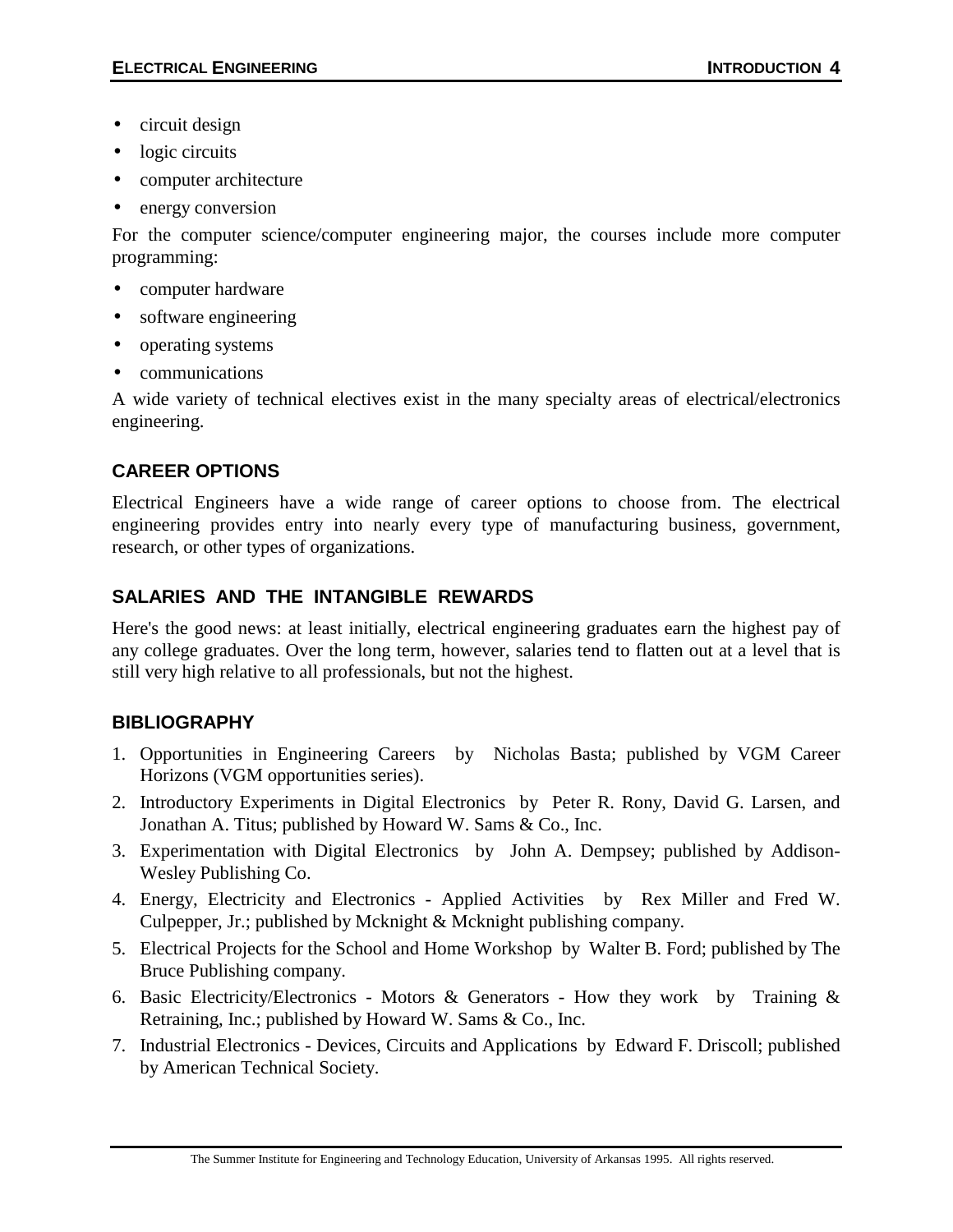- circuit design
- logic circuits
- computer architecture
- energy conversion

For the computer science/computer engineering major, the courses include more computer programming:

- computer hardware
- software engineering
- operating systems
- communications

A wide variety of technical electives exist in the many specialty areas of electrical/electronics engineering.

## CAREER OPTIONS

Electrical Engineers have a wide range of career options to choose from. The electrical engineering provides entry into nearly every type of manufacturing business, government, research, or other types of organizations.

## SALARIES AND THE INTANGIBLE REWARDS

Here's the good news: at least initially, electrical engineering graduates earn the highest pay of any college graduates. Over the long term, however, salaries tend to flatten out at a level that is still very high relative to all professionals, but not the highest.

## BIBLIOGRAPHY

1. Opportunities in Engineering Careers by Nicholas Basta; published by VGM Career Horizons (VGM opportunities series).
2. Introductory Experiments in Digital Electronics by Peter R. Rony, David G. Larsen, and Jonathan A. Titus; published by Howard W. Sams & Co., Inc.
3. Experimentation with Digital Electronics by John A. Dempsey; published by Addison-Wesley Publishing Co.
4. Energy, Electricity and Electronics - Applied Activities by Rex Miller and Fred W. Culpepper, Jr.; published by Mcknight & Mcknight publishing company.
5. Electrical Projects for the School and Home Workshop by Walter B. Ford; published by The Bruce Publishing company.
6. Basic Electricity/Electronics - Motors & Generators - How they work by Training & Retraining, Inc.; published by Howard W. Sams & Co., Inc.
7. Industrial Electronics - Devices, Circuits and Applications by Edward F. Driscoll; published by American Technical Society.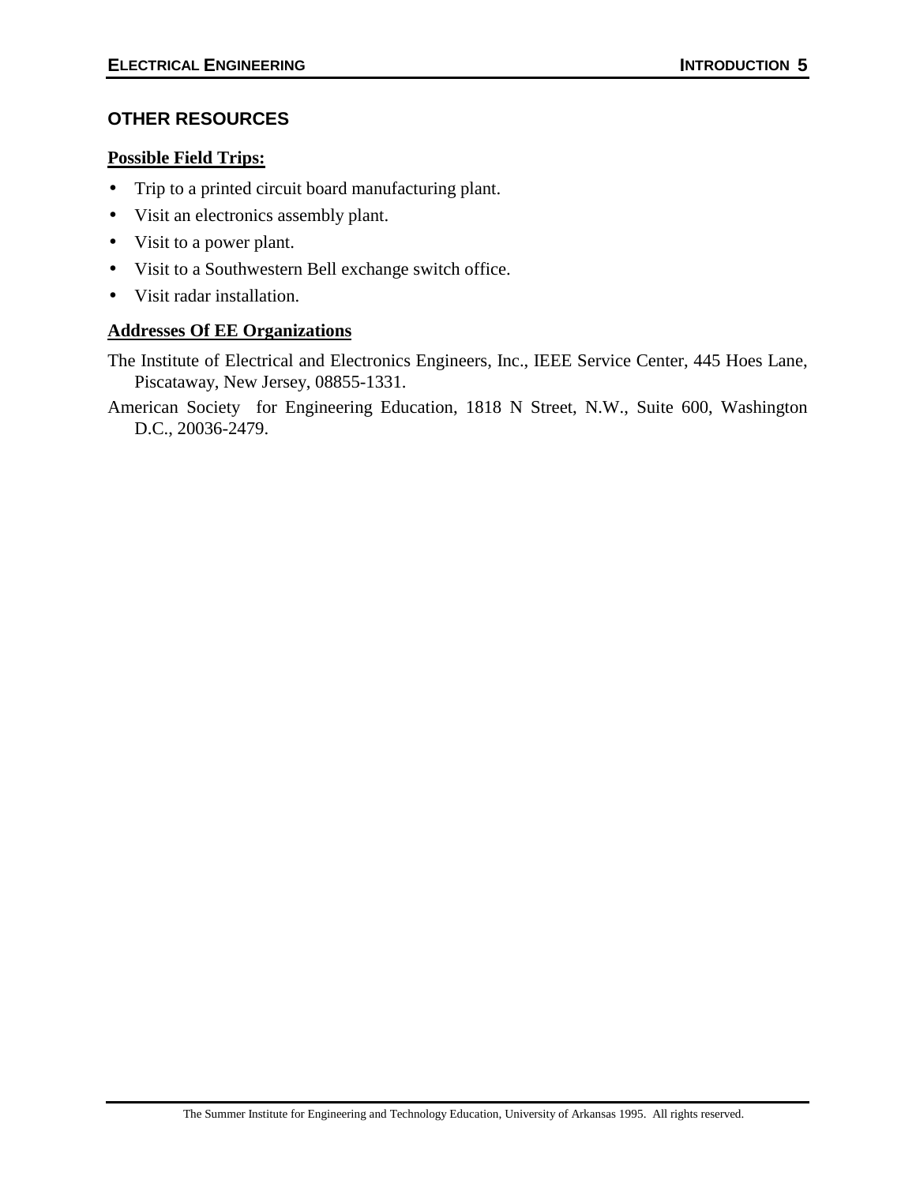## OTHER RESOURCES

### Possible Field Trips:

- Trip to a printed circuit board manufacturing plant.
- Visit an electronics assembly plant.
- Visit to a power plant.
- Visit to a Southwestern Bell exchange switch office.
- Visit radar installation.

### Addresses Of EE Organizations

The Institute of Electrical and Electronics Engineers, Inc., IEEE Service Center, 445 Hoes Lane, Piscataway, New Jersey, 08855-1331.

American Society for Engineering Education, 1818 N Street, N.W., Suite 600, Washington D.C., 20036-2479.